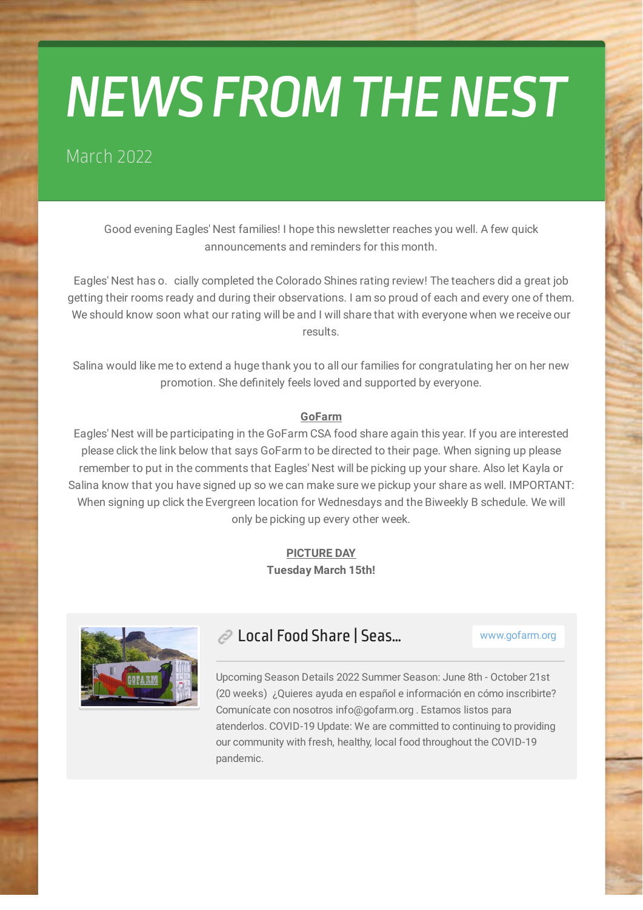# NEWS FROM THE NEST

March 2022

Good evening Eagles' Nest families! I hope this newsletter reaches you well. A few quick announcements and reminders for this month.

Eagles' Nest has o. cially completed the Colorado Shines rating review! The teachers did a great job getting their rooms ready and during their observations. I am so proud of each and every one of them. We should know soon what our rating will be and I will share that with everyone when we receive our results.

Salina would like me to extend a huge thank you to all our families for congratulating her on her new promotion. She definitely feels loved and supported by everyone.

**GoFarm**

Eagles' Nest will be participating in the GoFarm CSA food share again this year. If you are interested please click the link below that says GoFarm to be directed to their page. When signing up please remember to put in the comments that Eagles' Nest will be picking up your share. Also let Kayla or Salina know that you have signed up so we can make sure we pickup your share as well. IMPORTANT: When signing up click the Evergreen location for Wednesdays and the Biweekly B schedule. We will only be picking up every other week.

**PICTURE DAY**
**Tuesday March 15th!**

### Local Food Share | Seas...

www.gofarm.org

Upcoming Season Details 2022 Summer Season: June 8th - October 21st (20 weeks) ¿Quieres ayuda en español e información en cómo inscribirte? Comunícate con nosotros info@gofarm.org . Estamos listos para atenderlos. COVID-19 Update: We are committed to continuing to providing our community with fresh, healthy, local food throughout the COVID-19 pandemic.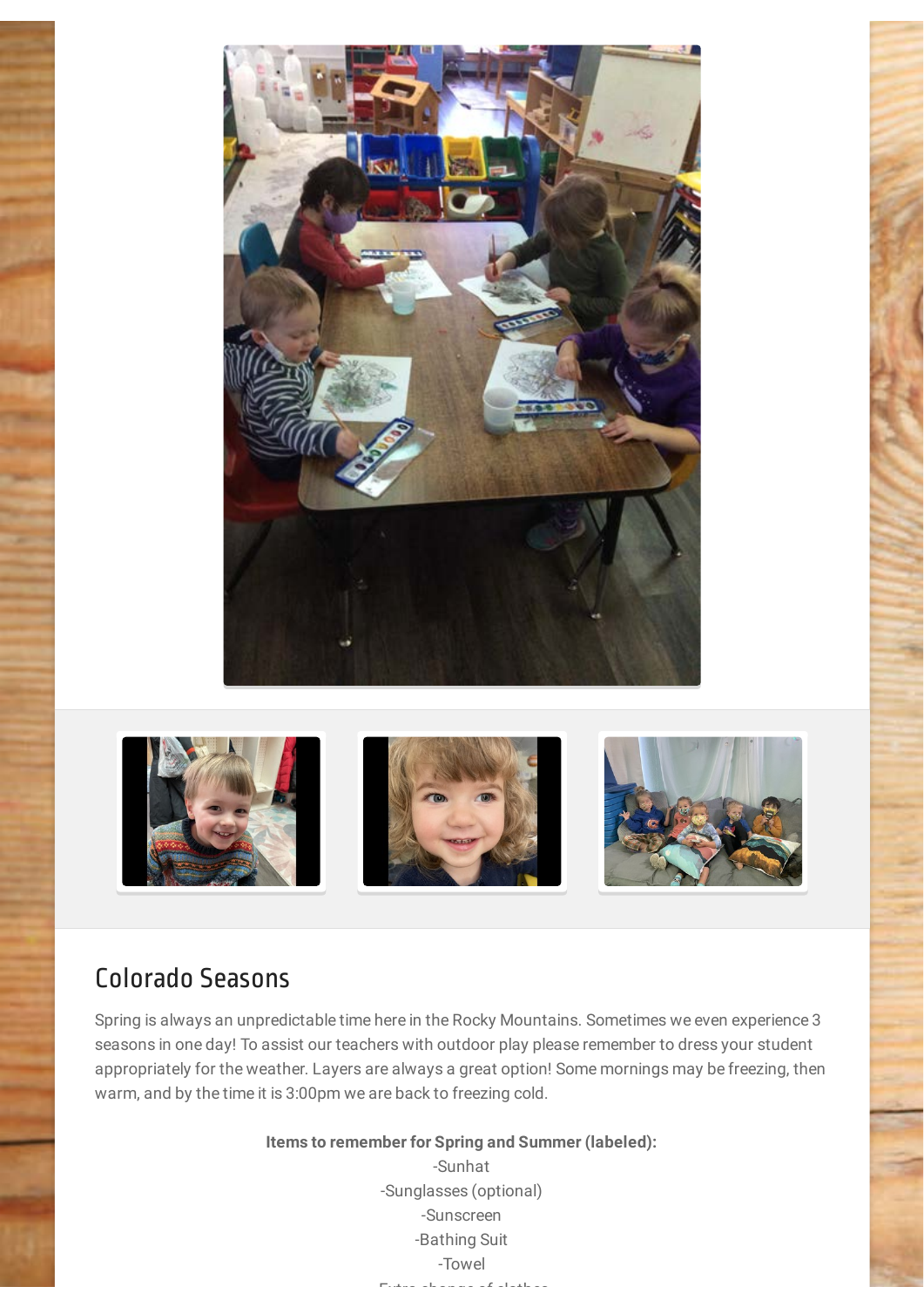## Colorado Seasons

Spring is always an unpredictable time here in the Rocky Mountains. Sometimes we even experience 3 seasons in one day! To assist our teachers with outdoor play please remember to dress your student appropriately for the weather. Layers are always a great option! Some mornings may be freezing, then warm, and by the time it is 3:00pm we are back to freezing cold.

**Items to remember for Spring and Summer (labeled):**

-Sunhat
-Sunglasses (optional)
-Sunscreen
-Bathing Suit
-Towel
-Extra change of clothes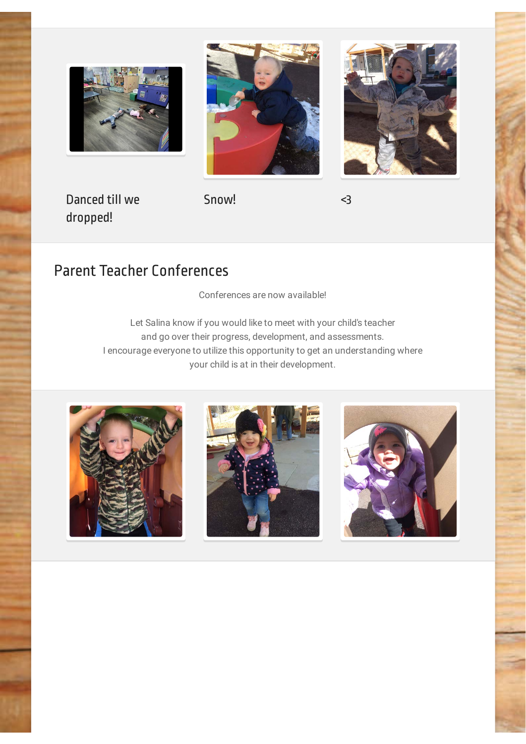Danced till we dropped!

Snow!

<3

## Parent Teacher Conferences

Conferences are now available!

Let Salina know if you would like to meet with your child's teacher and go over their progress, development, and assessments.
I encourage everyone to utilize this opportunity to get an understanding where your child is at in their development.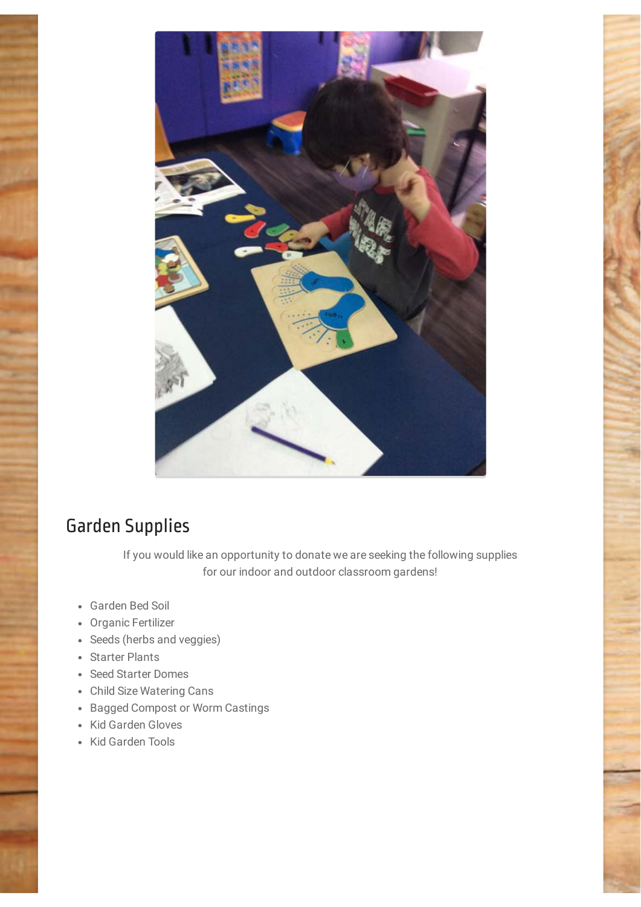## Garden Supplies

If you would like an opportunity to donate we are seeking the following supplies for our indoor and outdoor classroom gardens!

- Garden Bed Soil
- Organic Fertilizer
- Seeds (herbs and veggies)
- Starter Plants
- Seed Starter Domes
- Child Size Watering Cans
- Bagged Compost or Worm Castings
- Kid Garden Gloves
- Kid Garden Tools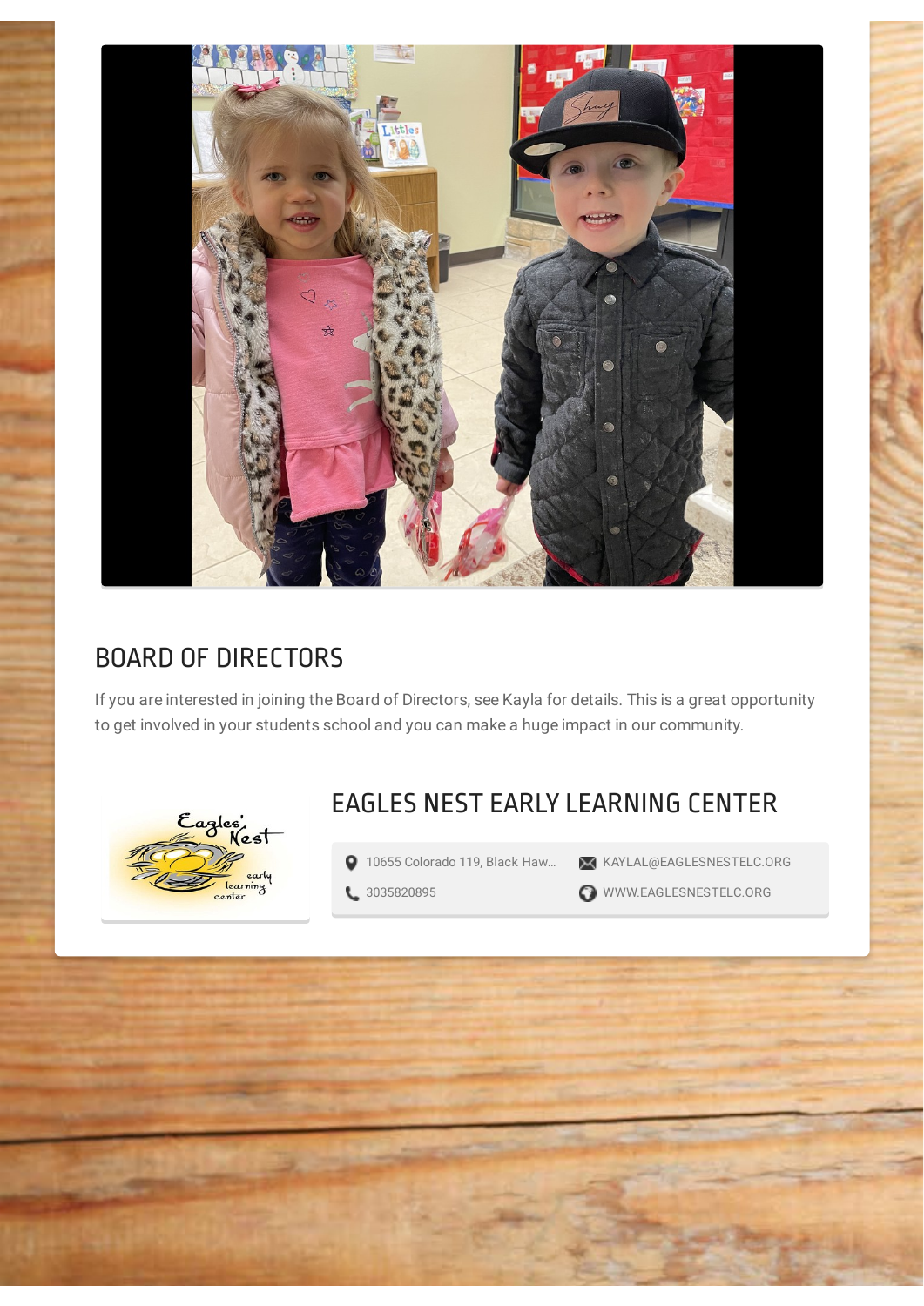## BOARD OF DIRECTORS

If you are interested in joining the Board of Directors, see Kayla for details. This is a great opportunity to get involved in your students school and you can make a huge impact in our community.

## EAGLES NEST EARLY LEARNING CENTER

- 10655 Colorado 119, Black Haw...
- KAYLAL@EAGLESNESTELC.ORG
- 3035820895
- WWW.EAGLESNESTELC.ORG